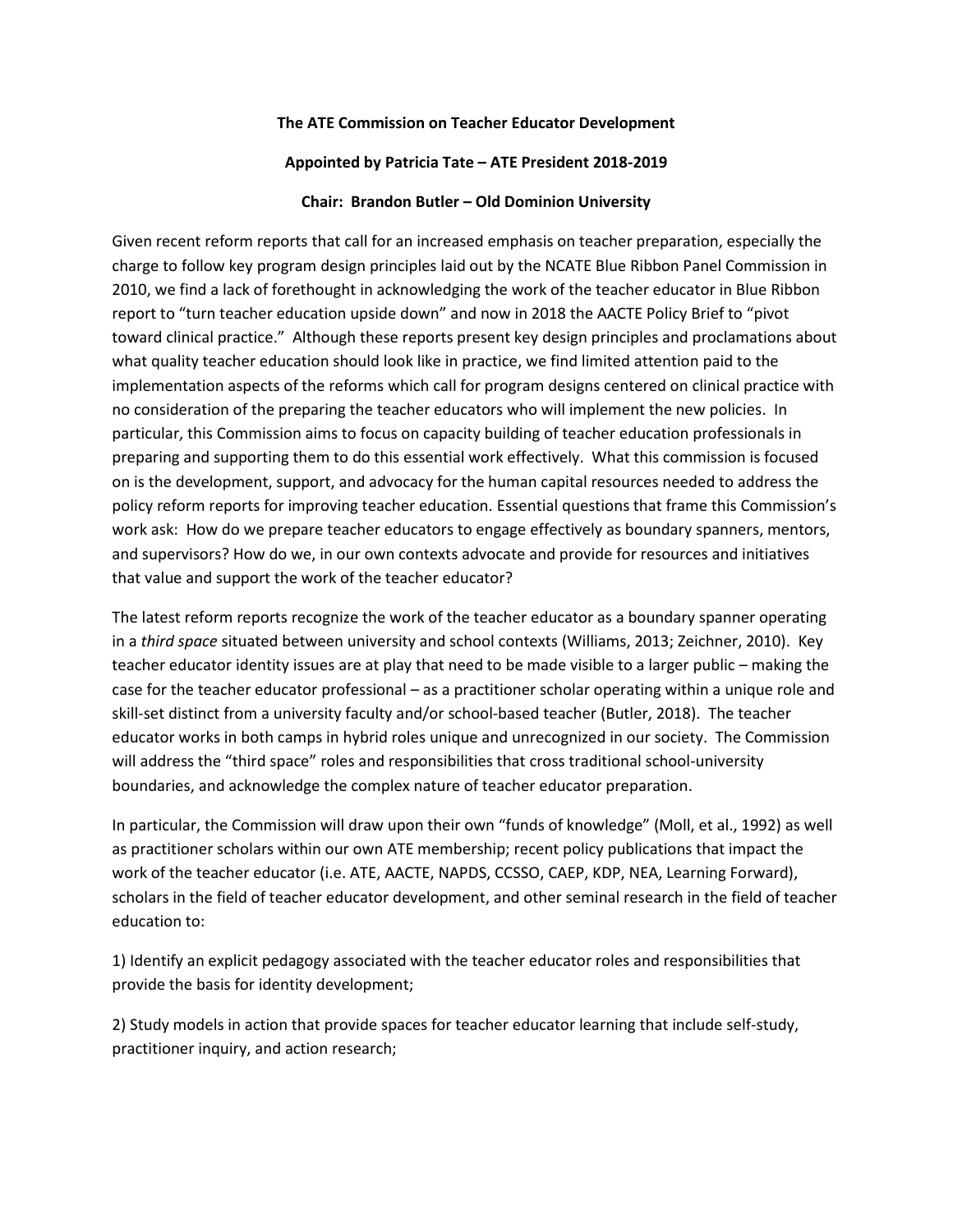**The ATE Commission on Teacher Educator Development**

**Appointed by Patricia Tate – ATE President 2018-2019**

**Chair: Brandon Butler – Old Dominion University**

Given recent reform reports that call for an increased emphasis on teacher preparation, especially the charge to follow key program design principles laid out by the NCATE Blue Ribbon Panel Commission in 2010, we find a lack of forethought in acknowledging the work of the teacher educator in Blue Ribbon report to "turn teacher education upside down" and now in 2018 the AACTE Policy Brief to "pivot toward clinical practice." Although these reports present key design principles and proclamations about what quality teacher education should look like in practice, we find limited attention paid to the implementation aspects of the reforms which call for program designs centered on clinical practice with no consideration of the preparing the teacher educators who will implement the new policies. In particular, this Commission aims to focus on capacity building of teacher education professionals in preparing and supporting them to do this essential work effectively. What this commission is focused on is the development, support, and advocacy for the human capital resources needed to address the policy reform reports for improving teacher education. Essential questions that frame this Commission's work ask: How do we prepare teacher educators to engage effectively as boundary spanners, mentors, and supervisors? How do we, in our own contexts advocate and provide for resources and initiatives that value and support the work of the teacher educator?

The latest reform reports recognize the work of the teacher educator as a boundary spanner operating in a *third space* situated between university and school contexts (Williams, 2013; Zeichner, 2010). Key teacher educator identity issues are at play that need to be made visible to a larger public – making the case for the teacher educator professional – as a practitioner scholar operating within a unique role and skill-set distinct from a university faculty and/or school-based teacher (Butler, 2018). The teacher educator works in both camps in hybrid roles unique and unrecognized in our society. The Commission will address the "third space" roles and responsibilities that cross traditional school-university boundaries, and acknowledge the complex nature of teacher educator preparation.

In particular, the Commission will draw upon their own "funds of knowledge" (Moll, et al., 1992) as well as practitioner scholars within our own ATE membership; recent policy publications that impact the work of the teacher educator (i.e. ATE, AACTE, NAPDS, CCSSO, CAEP, KDP, NEA, Learning Forward), scholars in the field of teacher educator development, and other seminal research in the field of teacher education to:

1) Identify an explicit pedagogy associated with the teacher educator roles and responsibilities that provide the basis for identity development;

2) Study models in action that provide spaces for teacher educator learning that include self-study, practitioner inquiry, and action research;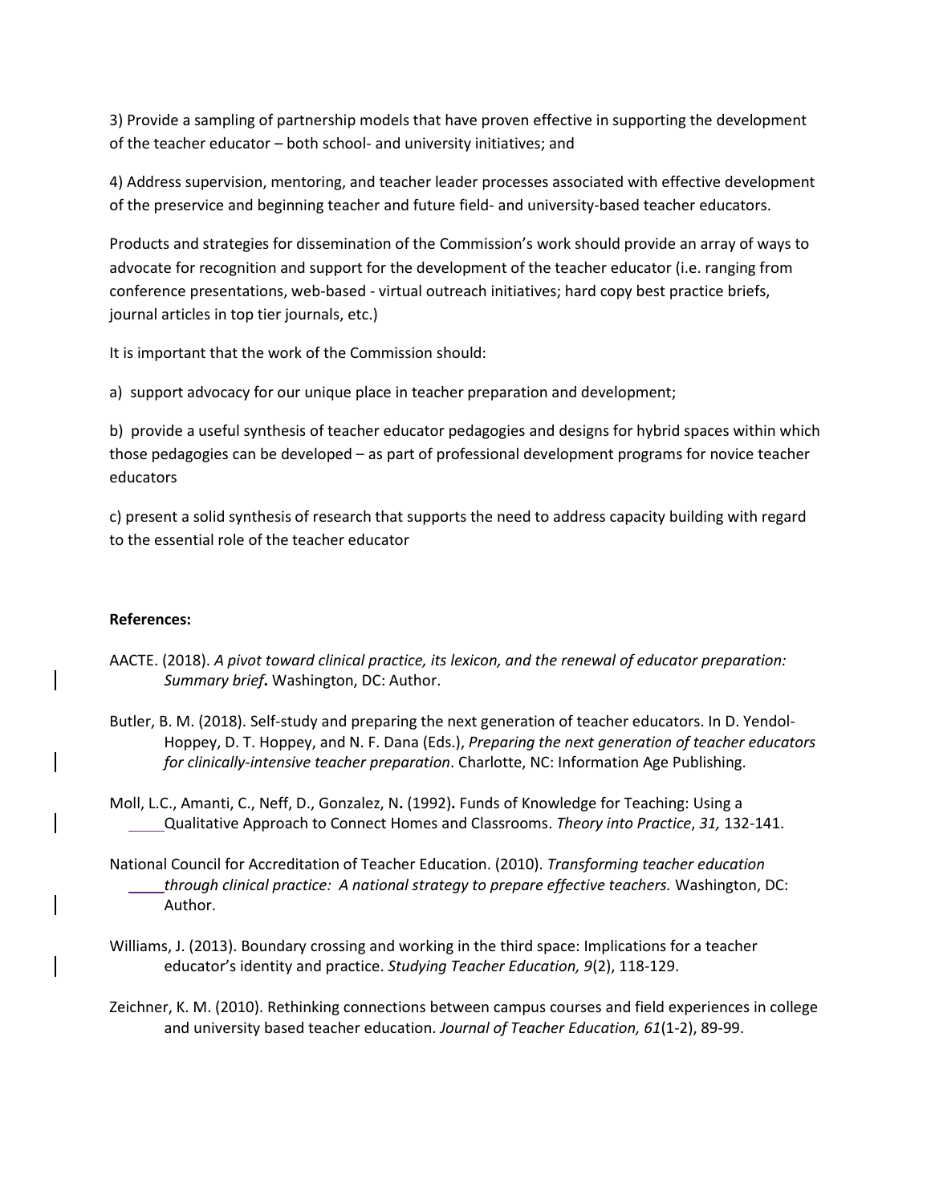3) Provide a sampling of partnership models that have proven effective in supporting the development of the teacher educator – both school- and university initiatives; and

4) Address supervision, mentoring, and teacher leader processes associated with effective development of the preservice and beginning teacher and future field- and university-based teacher educators.

Products and strategies for dissemination of the Commission's work should provide an array of ways to advocate for recognition and support for the development of the teacher educator (i.e. ranging from conference presentations, web-based - virtual outreach initiatives; hard copy best practice briefs, journal articles in top tier journals, etc.)

It is important that the work of the Commission should:

a) support advocacy for our unique place in teacher preparation and development;

b) provide a useful synthesis of teacher educator pedagogies and designs for hybrid spaces within which those pedagogies can be developed – as part of professional development programs for novice teacher educators

c) present a solid synthesis of research that supports the need to address capacity building with regard to the essential role of the teacher educator

**References:**

AACTE. (2018). *A pivot toward clinical practice, its lexicon, and the renewal of educator preparation: Summary brief***.** Washington, DC: Author.

Butler, B. M. (2018). Self-study and preparing the next generation of teacher educators. In D. Yendol-Hoppey, D. T. Hoppey, and N. F. Dana (Eds.), *Preparing the next generation of teacher educators for clinically-intensive teacher preparation*. Charlotte, NC: Information Age Publishing.

Moll, L.C., Amanti, C., Neff, D., Gonzalez, N**.** (1992)**.** Funds of Knowledge for Teaching: Using a Qualitative Approach to Connect Homes and Classrooms. *Theory into Practice*, *31,* 132-141.

National Council for Accreditation of Teacher Education. (2010). *Transforming teacher education through clinical practice: A national strategy to prepare effective teachers.* Washington, DC: Author.

Williams, J. (2013). Boundary crossing and working in the third space: Implications for a teacher educator's identity and practice. *Studying Teacher Education, 9*(2), 118-129.

Zeichner, K. M. (2010). Rethinking connections between campus courses and field experiences in college and university based teacher education. *Journal of Teacher Education, 61*(1-2), 89-99.